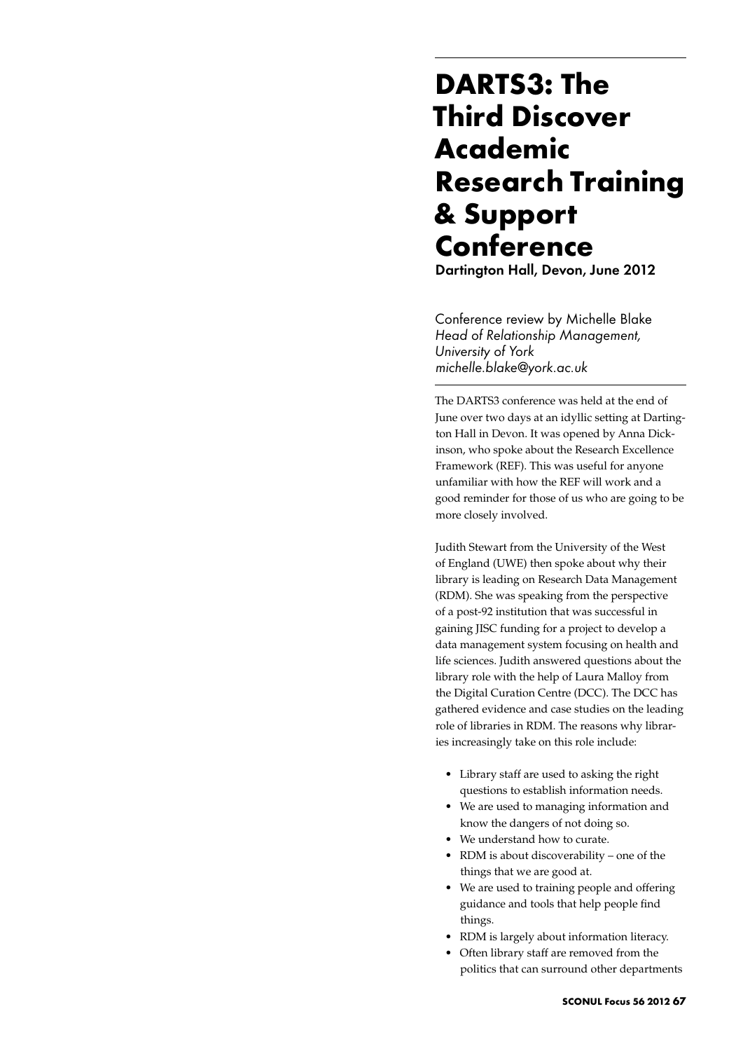# DARTS3: The Third Discover Academic Research Training & Support Conference

**Dartington Hall, Devon, June 2012**

Conference review by Michelle Blake
*Head of Relationship Management, University of York*
*michelle.blake@york.ac.uk*

The DARTS3 conference was held at the end of June over two days at an idyllic setting at Dartington Hall in Devon. It was opened by Anna Dickinson, who spoke about the Research Excellence Framework (REF). This was useful for anyone unfamiliar with how the REF will work and a good reminder for those of us who are going to be more closely involved.

Judith Stewart from the University of the West of England (UWE) then spoke about why their library is leading on Research Data Management (RDM). She was speaking from the perspective of a post-92 institution that was successful in gaining JISC funding for a project to develop a data management system focusing on health and life sciences. Judith answered questions about the library role with the help of Laura Malloy from the Digital Curation Centre (DCC). The DCC has gathered evidence and case studies on the leading role of libraries in RDM. The reasons why libraries increasingly take on this role include:

- Library staff are used to asking the right questions to establish information needs.
- We are used to managing information and know the dangers of not doing so.
- We understand how to curate.
- RDM is about discoverability – one of the things that we are good at.
- We are used to training people and offering guidance and tools that help people find things.
- RDM is largely about information literacy.
- Often library staff are removed from the politics that can surround other departments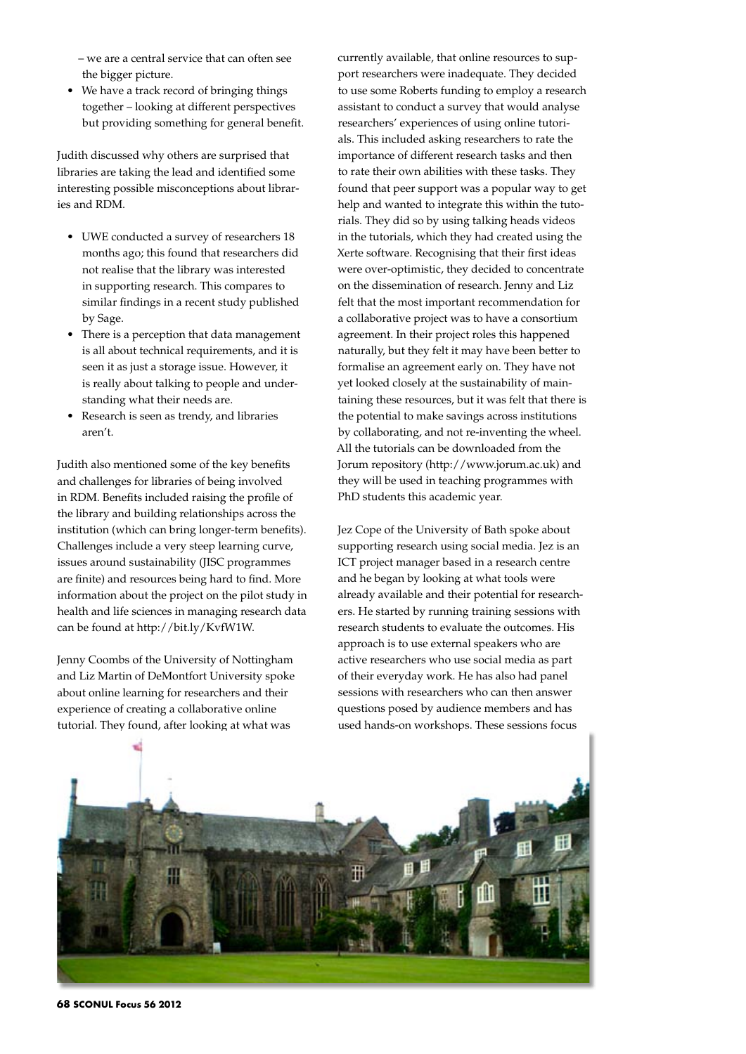– we are a central service that can often see the bigger picture.

- We have a track record of bringing things together – looking at different perspectives but providing something for general benefit.

Judith discussed why others are surprised that libraries are taking the lead and identified some interesting possible misconceptions about libraries and RDM.

- UWE conducted a survey of researchers 18 months ago; this found that researchers did not realise that the library was interested in supporting research. This compares to similar findings in a recent study published by Sage.
- There is a perception that data management is all about technical requirements, and it is seen it as just a storage issue. However, it is really about talking to people and understanding what their needs are.
- Research is seen as trendy, and libraries aren't.

Judith also mentioned some of the key benefits and challenges for libraries of being involved in RDM. Benefits included raising the profile of the library and building relationships across the institution (which can bring longer-term benefits). Challenges include a very steep learning curve, issues around sustainability (JISC programmes are finite) and resources being hard to find. More information about the project on the pilot study in health and life sciences in managing research data can be found at http://bit.ly/KvfW1W.

Jenny Coombs of the University of Nottingham and Liz Martin of DeMontfort University spoke about online learning for researchers and their experience of creating a collaborative online tutorial. They found, after looking at what was currently available, that online resources to support researchers were inadequate. They decided to use some Roberts funding to employ a research assistant to conduct a survey that would analyse researchers' experiences of using online tutorials. This included asking researchers to rate the importance of different research tasks and then to rate their own abilities with these tasks. They found that peer support was a popular way to get help and wanted to integrate this within the tutorials. They did so by using talking heads videos in the tutorials, which they had created using the Xerte software. Recognising that their first ideas were over-optimistic, they decided to concentrate on the dissemination of research. Jenny and Liz felt that the most important recommendation for a collaborative project was to have a consortium agreement. In their project roles this happened naturally, but they felt it may have been better to formalise an agreement early on. They have not yet looked closely at the sustainability of maintaining these resources, but it was felt that there is the potential to make savings across institutions by collaborating, and not re-inventing the wheel. All the tutorials can be downloaded from the Jorum repository (http://www.jorum.ac.uk) and they will be used in teaching programmes with PhD students this academic year.

Jez Cope of the University of Bath spoke about supporting research using social media. Jez is an ICT project manager based in a research centre and he began by looking at what tools were already available and their potential for researchers. He started by running training sessions with research students to evaluate the outcomes. His approach is to use external speakers who are active researchers who use social media as part of their everyday work. He has also had panel sessions with researchers who can then answer questions posed by audience members and has used hands-on workshops. These sessions focus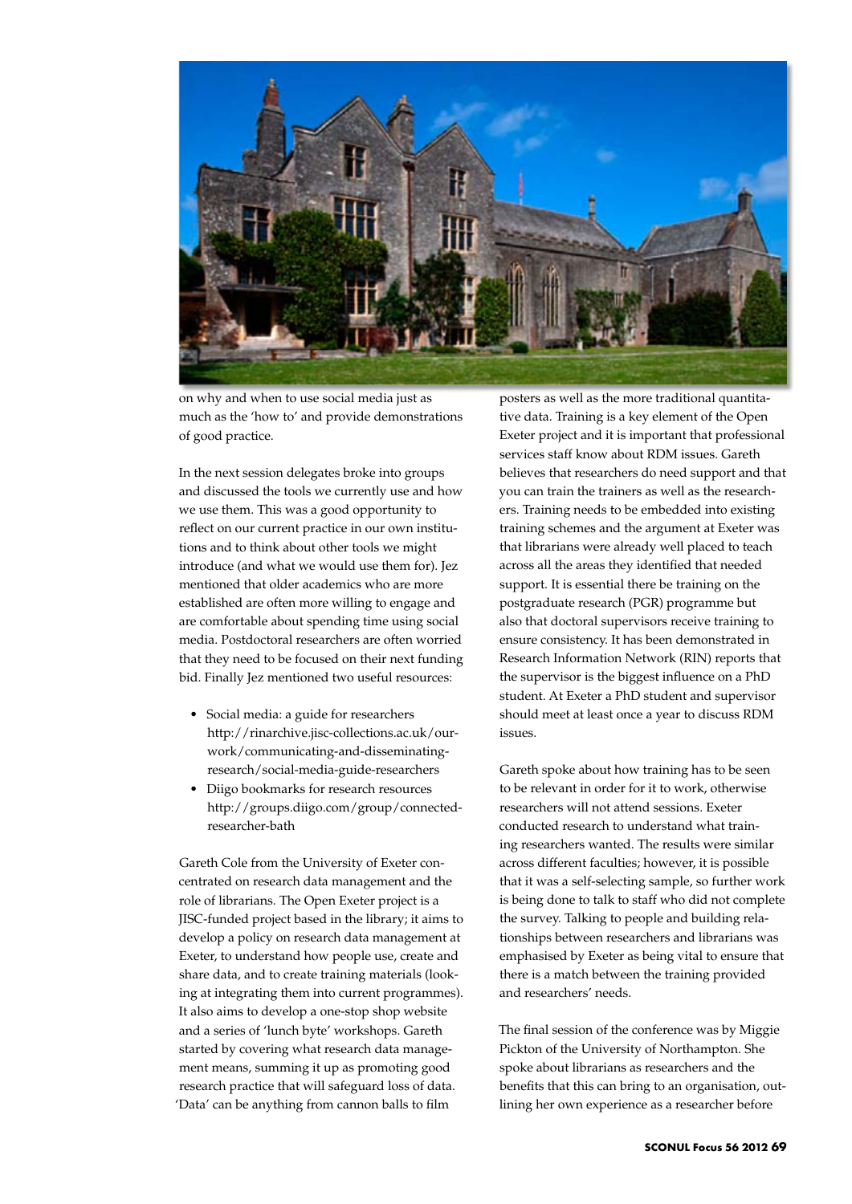on why and when to use social media just as much as the 'how to' and provide demonstrations of good practice.

In the next session delegates broke into groups and discussed the tools we currently use and how we use them. This was a good opportunity to reflect on our current practice in our own institutions and to think about other tools we might introduce (and what we would use them for). Jez mentioned that older academics who are more established are often more willing to engage and are comfortable about spending time using social media. Postdoctoral researchers are often worried that they need to be focused on their next funding bid. Finally Jez mentioned two useful resources:

- Social media: a guide for researchers http://rinarchive.jisc-collections.ac.uk/our-work/communicating-and-disseminating-research/social-media-guide-researchers
- Diigo bookmarks for research resources http://groups.diigo.com/group/connected-researcher-bath

Gareth Cole from the University of Exeter concentrated on research data management and the role of librarians. The Open Exeter project is a JISC-funded project based in the library; it aims to develop a policy on research data management at Exeter, to understand how people use, create and share data, and to create training materials (looking at integrating them into current programmes). It also aims to develop a one-stop shop website and a series of 'lunch byte' workshops. Gareth started by covering what research data management means, summing it up as promoting good research practice that will safeguard loss of data. 'Data' can be anything from cannon balls to film posters as well as the more traditional quantitative data. Training is a key element of the Open Exeter project and it is important that professional services staff know about RDM issues. Gareth believes that researchers do need support and that you can train the trainers as well as the researchers. Training needs to be embedded into existing training schemes and the argument at Exeter was that librarians were already well placed to teach across all the areas they identified that needed support. It is essential there be training on the postgraduate research (PGR) programme but also that doctoral supervisors receive training to ensure consistency. It has been demonstrated in Research Information Network (RIN) reports that the supervisor is the biggest influence on a PhD student. At Exeter a PhD student and supervisor should meet at least once a year to discuss RDM issues.

Gareth spoke about how training has to be seen to be relevant in order for it to work, otherwise researchers will not attend sessions. Exeter conducted research to understand what training researchers wanted. The results were similar across different faculties; however, it is possible that it was a self-selecting sample, so further work is being done to talk to staff who did not complete the survey. Talking to people and building relationships between researchers and librarians was emphasised by Exeter as being vital to ensure that there is a match between the training provided and researchers' needs.

The final session of the conference was by Miggie Pickton of the University of Northampton. She spoke about librarians as researchers and the benefits that this can bring to an organisation, outlining her own experience as a researcher before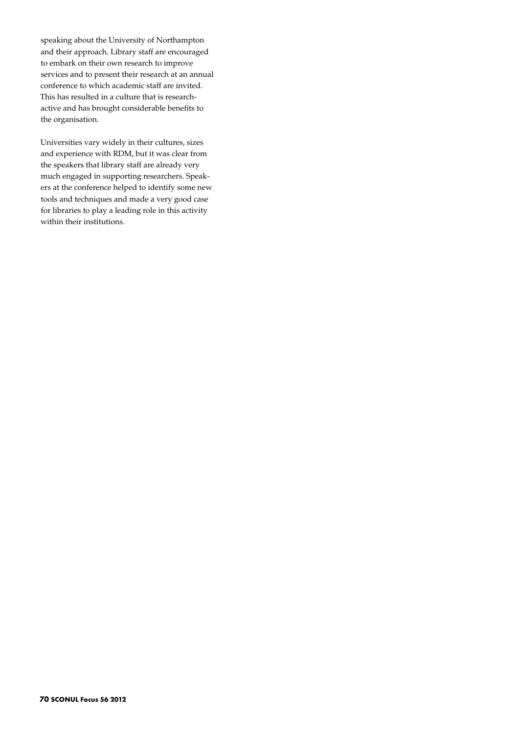speaking about the University of Northampton and their approach. Library staff are encouraged to embark on their own research to improve services and to present their research at an annual conference to which academic staff are invited. This has resulted in a culture that is research-active and has brought considerable benefits to the organisation.

Universities vary widely in their cultures, sizes and experience with RDM, but it was clear from the speakers that library staff are already very much engaged in supporting researchers. Speakers at the conference helped to identify some new tools and techniques and made a very good case for libraries to play a leading role in this activity within their institutions.